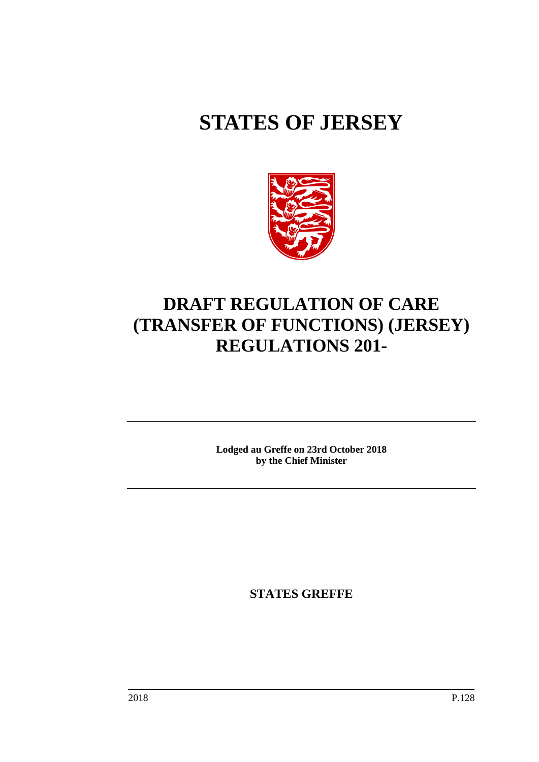# STATES OF JERSEY

# DRAFT REGULATION OF CARE (TRANSFER OF FUNCTIONS) (JERSEY) REGULATIONS 201-

---

**Lodged au Greffe on 23rd October 2018**
**by the Chief Minister**

---

**STATES GREFFE**

2018 P.128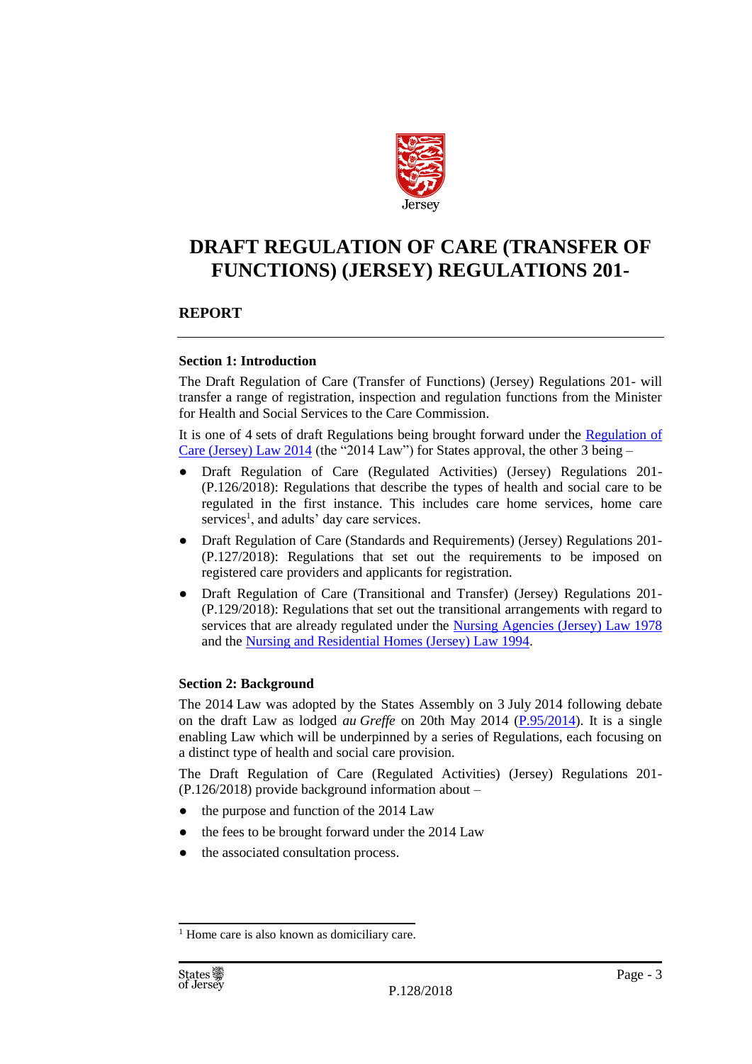# DRAFT REGULATION OF CARE (TRANSFER OF FUNCTIONS) (JERSEY) REGULATIONS 201-

## REPORT

### Section 1: Introduction

The Draft Regulation of Care (Transfer of Functions) (Jersey) Regulations 201- will transfer a range of registration, inspection and regulation functions from the Minister for Health and Social Services to the Care Commission.

It is one of 4 sets of draft Regulations being brought forward under the Regulation of Care (Jersey) Law 2014 (the "2014 Law") for States approval, the other 3 being –

- Draft Regulation of Care (Regulated Activities) (Jersey) Regulations 201- (P.126/2018): Regulations that describe the types of health and social care to be regulated in the first instance. This includes care home services, home care services[1], and adults' day care services.
- Draft Regulation of Care (Standards and Requirements) (Jersey) Regulations 201- (P.127/2018): Regulations that set out the requirements to be imposed on registered care providers and applicants for registration.
- Draft Regulation of Care (Transitional and Transfer) (Jersey) Regulations 201- (P.129/2018): Regulations that set out the transitional arrangements with regard to services that are already regulated under the Nursing Agencies (Jersey) Law 1978 and the Nursing and Residential Homes (Jersey) Law 1994.

### Section 2: Background

The 2014 Law was adopted by the States Assembly on 3 July 2014 following debate on the draft Law as lodged *au Greffe* on 20th May 2014 (P.95/2014). It is a single enabling Law which will be underpinned by a series of Regulations, each focusing on a distinct type of health and social care provision.

The Draft Regulation of Care (Regulated Activities) (Jersey) Regulations 201- (P.126/2018) provide background information about –

- the purpose and function of the 2014 Law
- the fees to be brought forward under the 2014 Law
- the associated consultation process.

[1] Home care is also known as domiciliary care.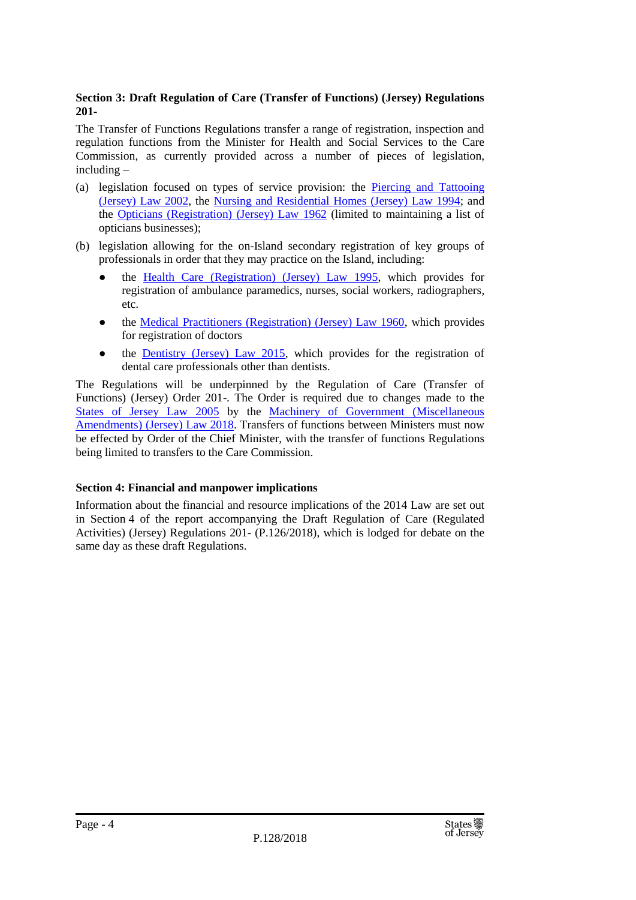**Section 3: Draft Regulation of Care (Transfer of Functions) (Jersey) Regulations 201-**

The Transfer of Functions Regulations transfer a range of registration, inspection and regulation functions from the Minister for Health and Social Services to the Care Commission, as currently provided across a number of pieces of legislation, including –

(a) legislation focused on types of service provision: the Piercing and Tattooing (Jersey) Law 2002, the Nursing and Residential Homes (Jersey) Law 1994; and the Opticians (Registration) (Jersey) Law 1962 (limited to maintaining a list of opticians businesses);

(b) legislation allowing for the on-Island secondary registration of key groups of professionals in order that they may practice on the Island, including:

- the Health Care (Registration) (Jersey) Law 1995, which provides for registration of ambulance paramedics, nurses, social workers, radiographers, etc.
- the Medical Practitioners (Registration) (Jersey) Law 1960, which provides for registration of doctors
- the Dentistry (Jersey) Law 2015, which provides for the registration of dental care professionals other than dentists.

The Regulations will be underpinned by the Regulation of Care (Transfer of Functions) (Jersey) Order 201-. The Order is required due to changes made to the States of Jersey Law 2005 by the Machinery of Government (Miscellaneous Amendments) (Jersey) Law 2018. Transfers of functions between Ministers must now be effected by Order of the Chief Minister, with the transfer of functions Regulations being limited to transfers to the Care Commission.

**Section 4: Financial and manpower implications**

Information about the financial and resource implications of the 2014 Law are set out in Section 4 of the report accompanying the Draft Regulation of Care (Regulated Activities) (Jersey) Regulations 201- (P.126/2018), which is lodged for debate on the same day as these draft Regulations.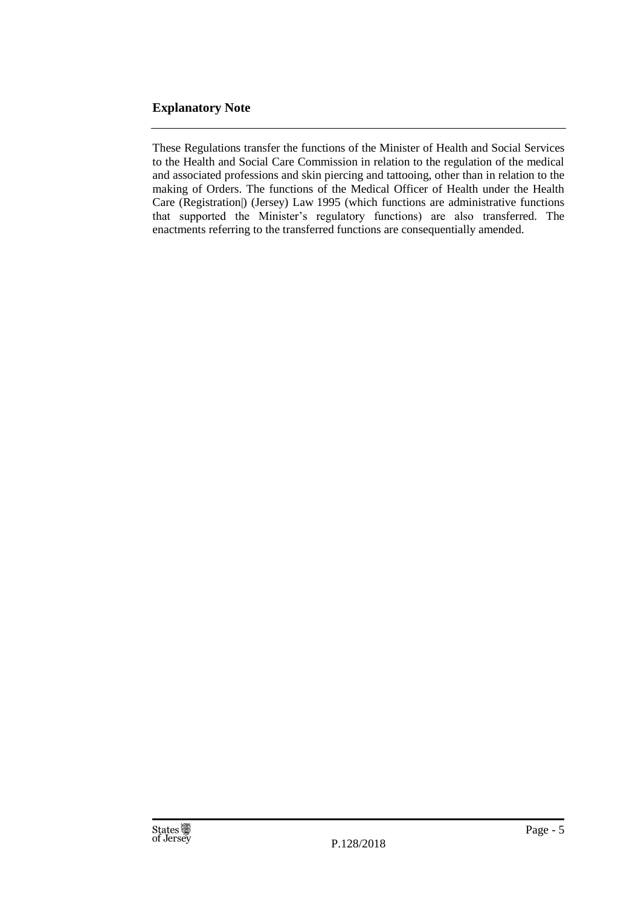## Explanatory Note

These Regulations transfer the functions of the Minister of Health and Social Services to the Health and Social Care Commission in relation to the regulation of the medical and associated professions and skin piercing and tattooing, other than in relation to the making of Orders. The functions of the Medical Officer of Health under the Health Care (Registration|) (Jersey) Law 1995 (which functions are administrative functions that supported the Minister's regulatory functions) are also transferred. The enactments referring to the transferred functions are consequentially amended.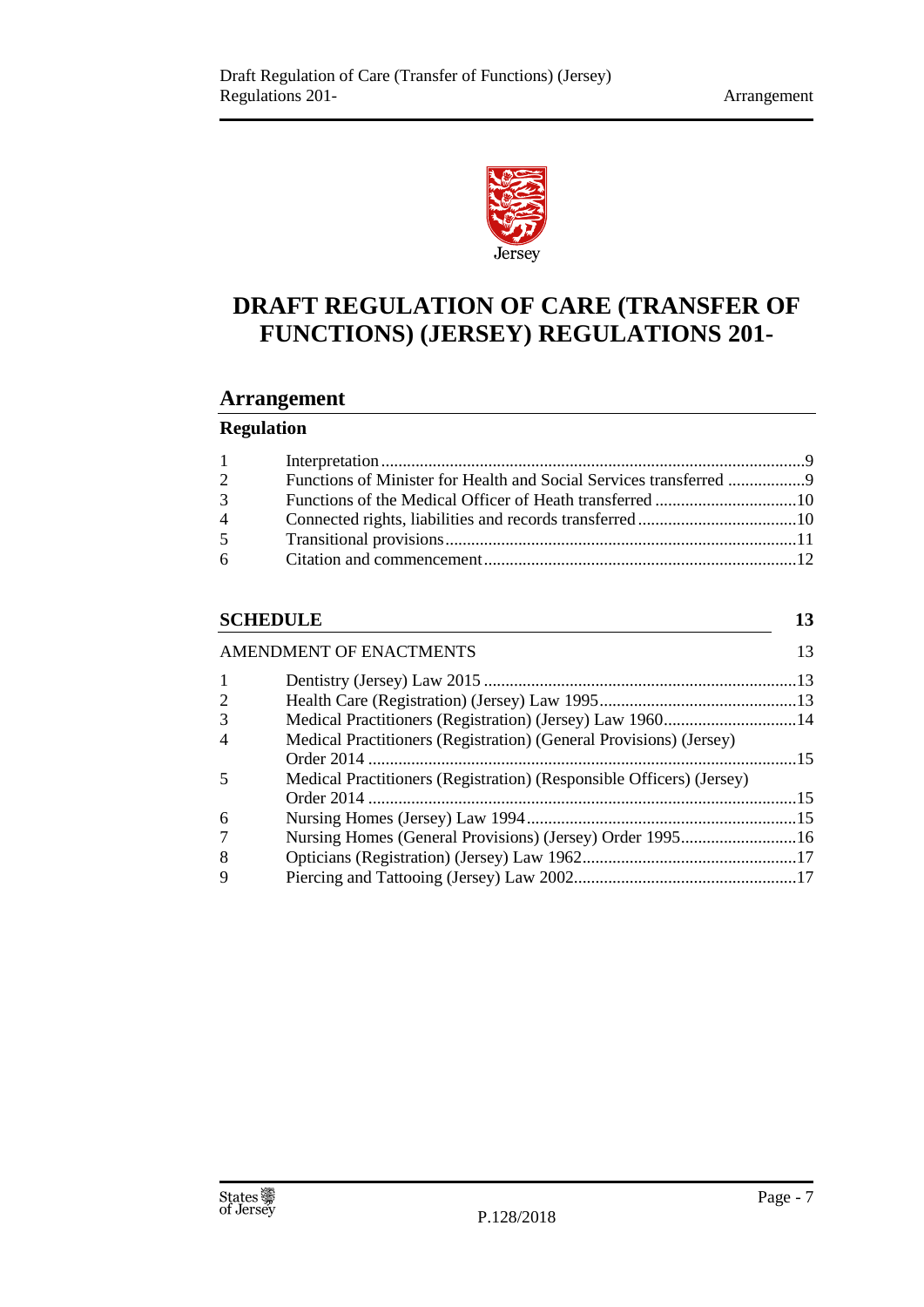# DRAFT REGULATION OF CARE (TRANSFER OF FUNCTIONS) (JERSEY) REGULATIONS 201-

## Arrangement

### Regulation

| | | |
|---|---|---|
| 1 | Interpretation | 9 |
| 2 | Functions of Minister for Health and Social Services transferred | 9 |
| 3 | Functions of the Medical Officer of Heath transferred | 10 |
| 4 | Connected rights, liabilities and records transferred | 10 |
| 5 | Transitional provisions | 11 |
| 6 | Citation and commencement | 12 |

### SCHEDULE 13

AMENDMENT OF ENACTMENTS 13

| | | |
|---|---|---|
| 1 | Dentistry (Jersey) Law 2015 | 13 |
| 2 | Health Care (Registration) (Jersey) Law 1995 | 13 |
| 3 | Medical Practitioners (Registration) (Jersey) Law 1960 | 14 |
| 4 | Medical Practitioners (Registration) (General Provisions) (Jersey) Order 2014 | 15 |
| 5 | Medical Practitioners (Registration) (Responsible Officers) (Jersey) Order 2014 | 15 |
| 6 | Nursing Homes (Jersey) Law 1994 | 15 |
| 7 | Nursing Homes (General Provisions) (Jersey) Order 1995 | 16 |
| 8 | Opticians (Registration) (Jersey) Law 1962 | 17 |
| 9 | Piercing and Tattooing (Jersey) Law 2002 | 17 |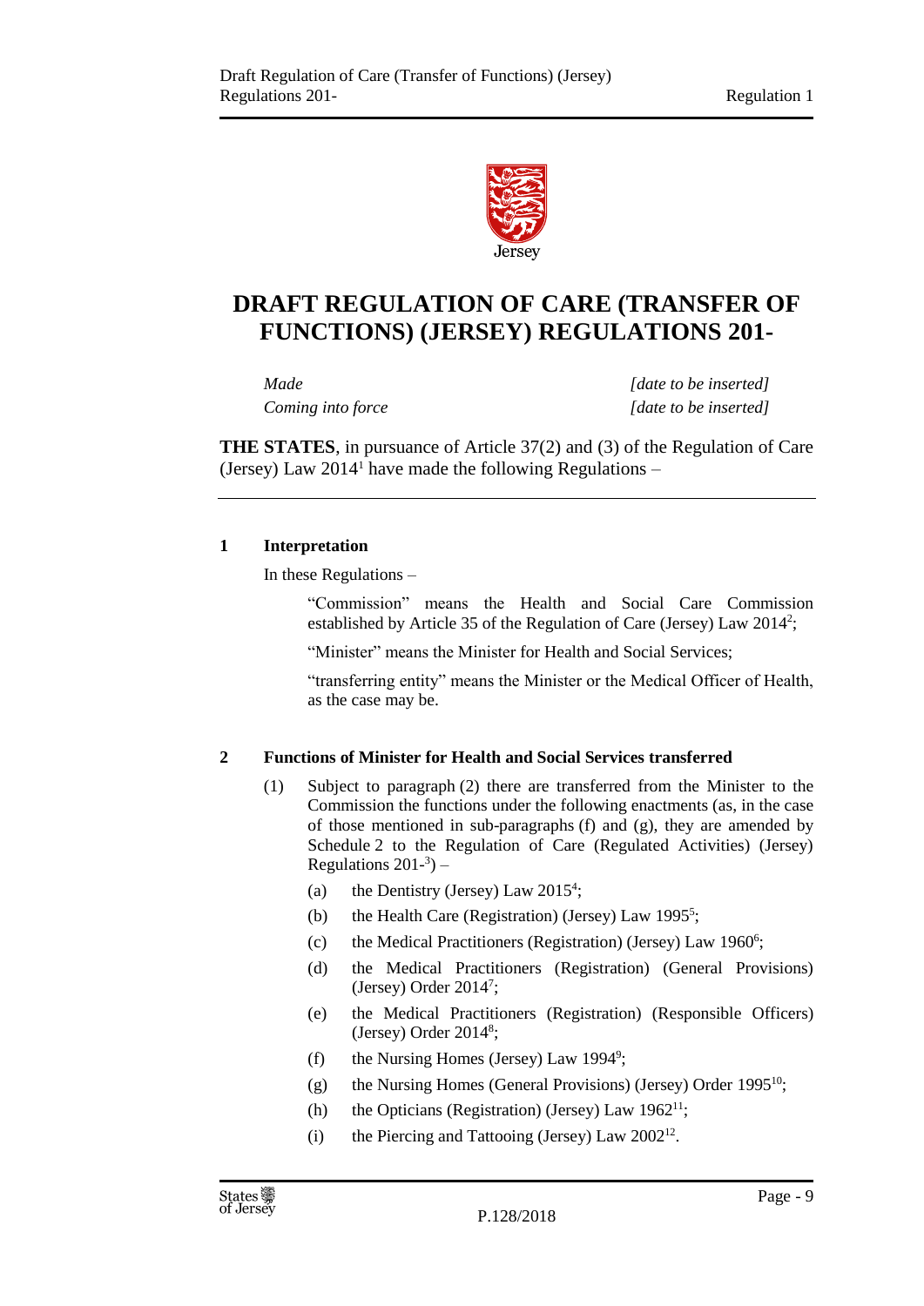# DRAFT REGULATION OF CARE (TRANSFER OF FUNCTIONS) (JERSEY) REGULATIONS 201-

| | |
|---|---|
| *Made* | *[date to be inserted]* |
| *Coming into force* | *[date to be inserted]* |

**THE STATES**, in pursuance of Article 37(2) and (3) of the Regulation of Care (Jersey) Law 2014[1] have made the following Regulations –

---

## 1 Interpretation

In these Regulations –

"Commission" means the Health and Social Care Commission established by Article 35 of the Regulation of Care (Jersey) Law 2014[2];

"Minister" means the Minister for Health and Social Services;

"transferring entity" means the Minister or the Medical Officer of Health, as the case may be.

## 2 Functions of Minister for Health and Social Services transferred

(1) Subject to paragraph (2) there are transferred from the Minister to the Commission the functions under the following enactments (as, in the case of those mentioned in sub-paragraphs (f) and (g), they are amended by Schedule 2 to the Regulation of Care (Regulated Activities) (Jersey) Regulations 201-[3]) –

(a) the Dentistry (Jersey) Law 2015[4];

(b) the Health Care (Registration) (Jersey) Law 1995[5];

(c) the Medical Practitioners (Registration) (Jersey) Law 1960[6];

(d) the Medical Practitioners (Registration) (General Provisions) (Jersey) Order 2014[7];

(e) the Medical Practitioners (Registration) (Responsible Officers) (Jersey) Order 2014[8];

(f) the Nursing Homes (Jersey) Law 1994[9];

(g) the Nursing Homes (General Provisions) (Jersey) Order 1995[10];

(h) the Opticians (Registration) (Jersey) Law 1962[11];

(i) the Piercing and Tattooing (Jersey) Law 2002[12].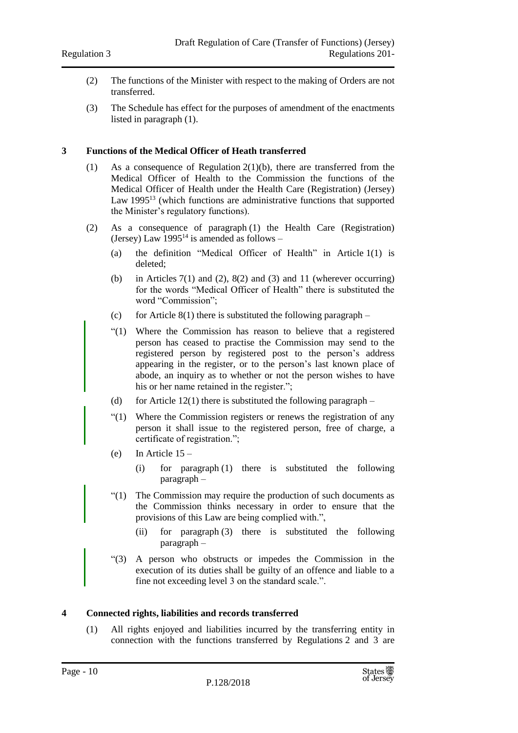(2) The functions of the Minister with respect to the making of Orders are not transferred.

(3) The Schedule has effect for the purposes of amendment of the enactments listed in paragraph (1).

**3 Functions of the Medical Officer of Heath transferred**

(1) As a consequence of Regulation 2(1)(b), there are transferred from the Medical Officer of Health to the Commission the functions of the Medical Officer of Health under the Health Care (Registration) (Jersey) Law 1995[13] (which functions are administrative functions that supported the Minister's regulatory functions).

(2) As a consequence of paragraph (1) the Health Care (Registration) (Jersey) Law 1995[14] is amended as follows –

(a) the definition "Medical Officer of Health" in Article 1(1) is deleted;

(b) in Articles 7(1) and (2), 8(2) and (3) and 11 (wherever occurring) for the words "Medical Officer of Health" there is substituted the word "Commission";

(c) for Article 8(1) there is substituted the following paragraph –

"(1) Where the Commission has reason to believe that a registered person has ceased to practise the Commission may send to the registered person by registered post to the person's address appearing in the register, or to the person's last known place of abode, an inquiry as to whether or not the person wishes to have his or her name retained in the register.";

(d) for Article 12(1) there is substituted the following paragraph –

"(1) Where the Commission registers or renews the registration of any person it shall issue to the registered person, free of charge, a certificate of registration.";

(e) In Article 15 –

(i) for paragraph (1) there is substituted the following paragraph –

"(1) The Commission may require the production of such documents as the Commission thinks necessary in order to ensure that the provisions of this Law are being complied with.",

(ii) for paragraph (3) there is substituted the following paragraph –

"(3) A person who obstructs or impedes the Commission in the execution of its duties shall be guilty of an offence and liable to a fine not exceeding level 3 on the standard scale.".

**4 Connected rights, liabilities and records transferred**

(1) All rights enjoyed and liabilities incurred by the transferring entity in connection with the functions transferred by Regulations 2 and 3 are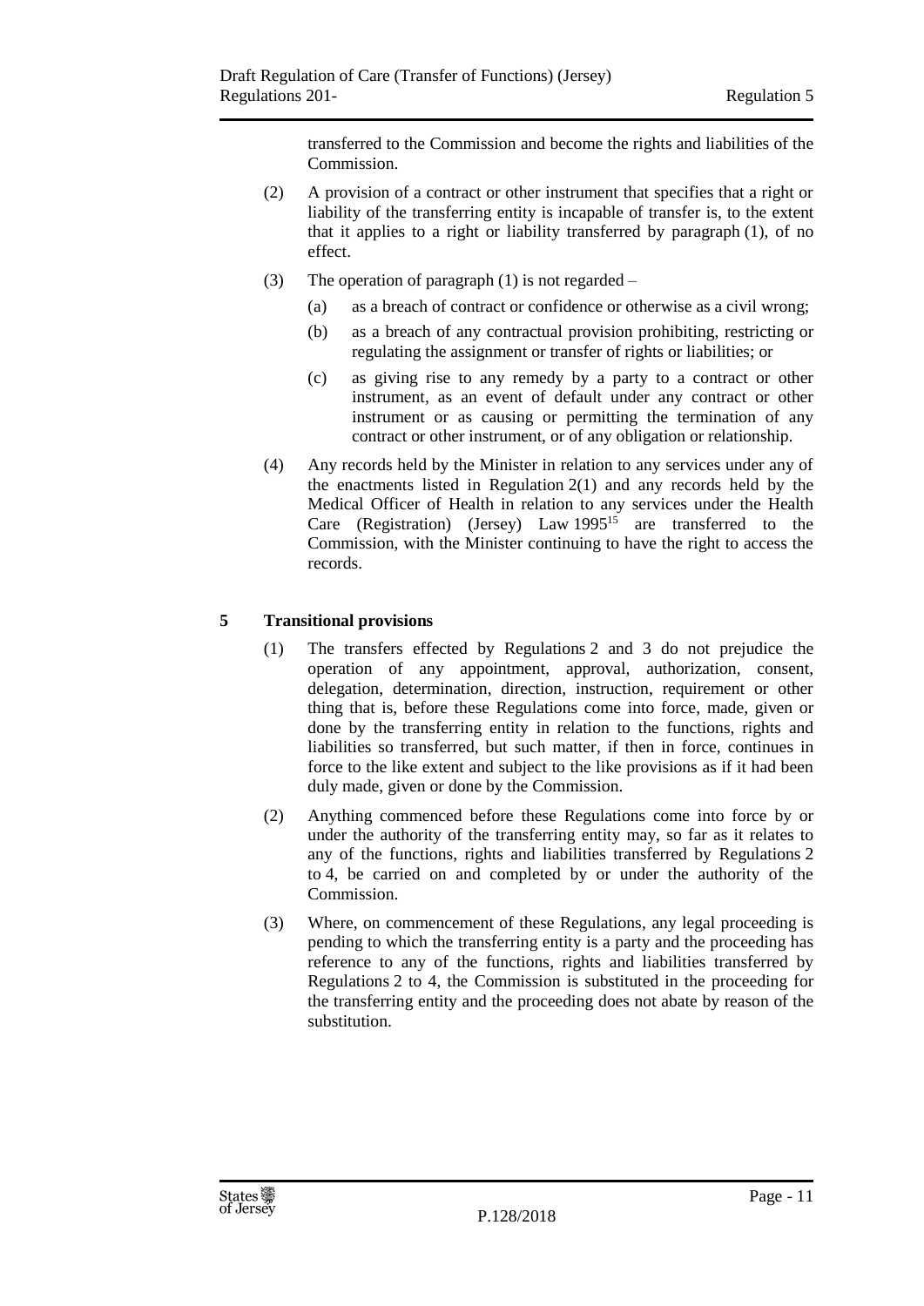transferred to the Commission and become the rights and liabilities of the Commission.

(2) A provision of a contract or other instrument that specifies that a right or liability of the transferring entity is incapable of transfer is, to the extent that it applies to a right or liability transferred by paragraph (1), of no effect.

(3) The operation of paragraph (1) is not regarded –

(a) as a breach of contract or confidence or otherwise as a civil wrong;

(b) as a breach of any contractual provision prohibiting, restricting or regulating the assignment or transfer of rights or liabilities; or

(c) as giving rise to any remedy by a party to a contract or other instrument, as an event of default under any contract or other instrument or as causing or permitting the termination of any contract or other instrument, or of any obligation or relationship.

(4) Any records held by the Minister in relation to any services under any of the enactments listed in Regulation 2(1) and any records held by the Medical Officer of Health in relation to any services under the Health Care (Registration) (Jersey) Law 1995[15] are transferred to the Commission, with the Minister continuing to have the right to access the records.

## 5 Transitional provisions

(1) The transfers effected by Regulations 2 and 3 do not prejudice the operation of any appointment, approval, authorization, consent, delegation, determination, direction, instruction, requirement or other thing that is, before these Regulations come into force, made, given or done by the transferring entity in relation to the functions, rights and liabilities so transferred, but such matter, if then in force, continues in force to the like extent and subject to the like provisions as if it had been duly made, given or done by the Commission.

(2) Anything commenced before these Regulations come into force by or under the authority of the transferring entity may, so far as it relates to any of the functions, rights and liabilities transferred by Regulations 2 to 4, be carried on and completed by or under the authority of the Commission.

(3) Where, on commencement of these Regulations, any legal proceeding is pending to which the transferring entity is a party and the proceeding has reference to any of the functions, rights and liabilities transferred by Regulations 2 to 4, the Commission is substituted in the proceeding for the transferring entity and the proceeding does not abate by reason of the substitution.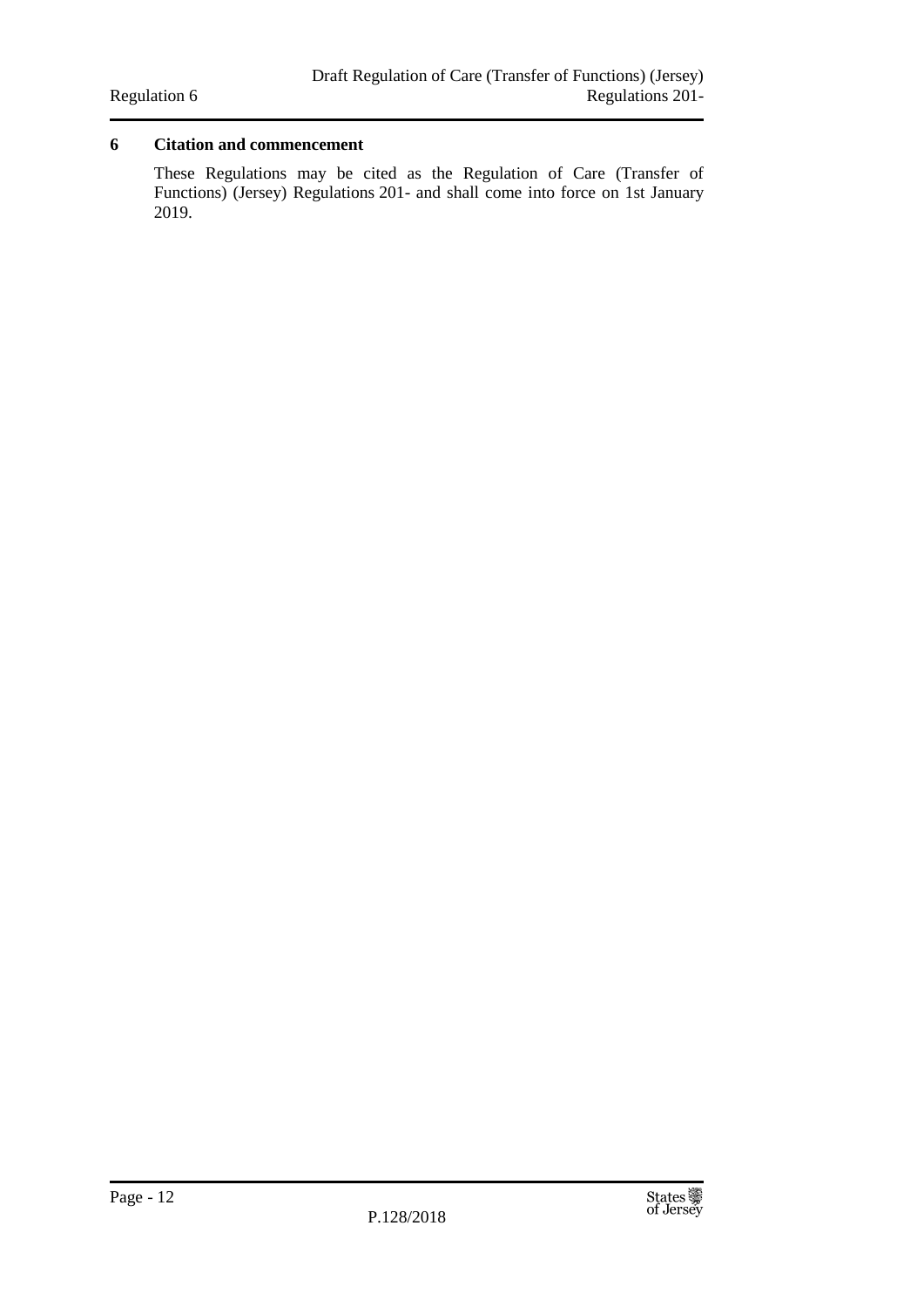## 6 Citation and commencement

These Regulations may be cited as the Regulation of Care (Transfer of Functions) (Jersey) Regulations 201- and shall come into force on 1st January 2019.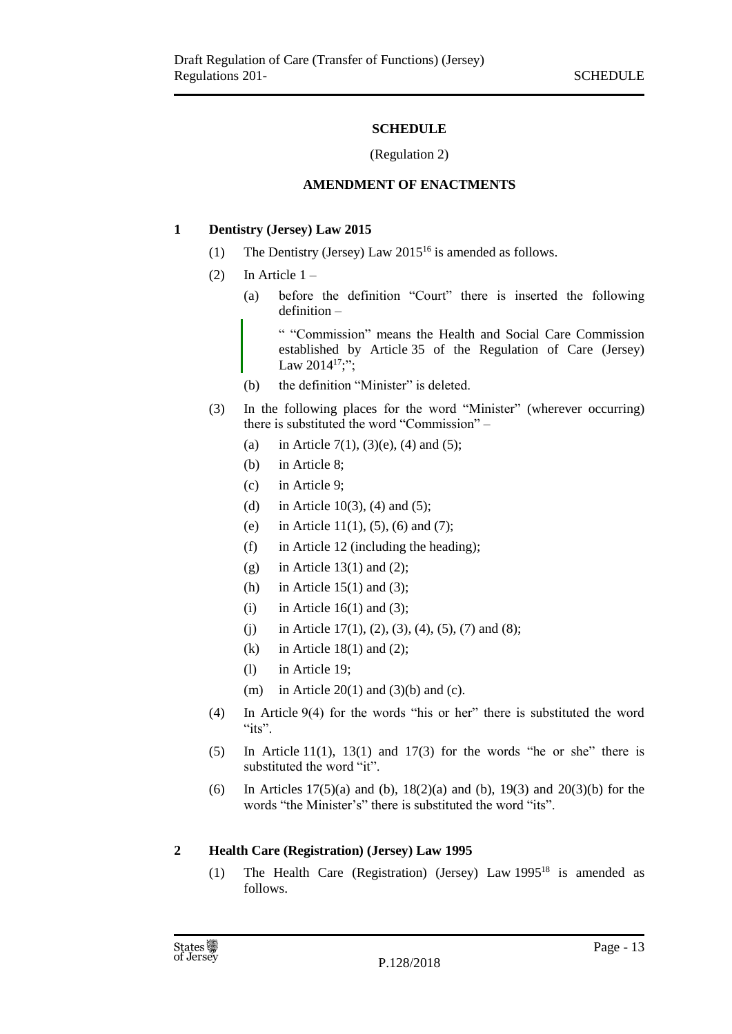**SCHEDULE**

(Regulation 2)

**AMENDMENT OF ENACTMENTS**

## 1 Dentistry (Jersey) Law 2015

(1) The Dentistry (Jersey) Law 2015[16] is amended as follows.

(2) In Article 1 –

(a) before the definition "Court" there is inserted the following definition –

> " "Commission" means the Health and Social Care Commission established by Article 35 of the Regulation of Care (Jersey) Law 2014[17];";

(b) the definition "Minister" is deleted.

(3) In the following places for the word "Minister" (wherever occurring) there is substituted the word "Commission" –

(a) in Article 7(1), (3)(e), (4) and (5);

(b) in Article 8;

(c) in Article 9;

(d) in Article 10(3), (4) and (5);

(e) in Article 11(1), (5), (6) and (7);

(f) in Article 12 (including the heading);

(g) in Article 13(1) and (2);

(h) in Article 15(1) and (3);

(i) in Article 16(1) and (3);

(j) in Article 17(1), (2), (3), (4), (5), (7) and (8);

(k) in Article 18(1) and (2);

(l) in Article 19;

(m) in Article 20(1) and (3)(b) and (c).

(4) In Article 9(4) for the words "his or her" there is substituted the word "its".

(5) In Article 11(1), 13(1) and 17(3) for the words "he or she" there is substituted the word "it".

(6) In Articles 17(5)(a) and (b), 18(2)(a) and (b), 19(3) and 20(3)(b) for the words "the Minister's" there is substituted the word "its".

## 2 Health Care (Registration) (Jersey) Law 1995

(1) The Health Care (Registration) (Jersey) Law 1995[18] is amended as follows.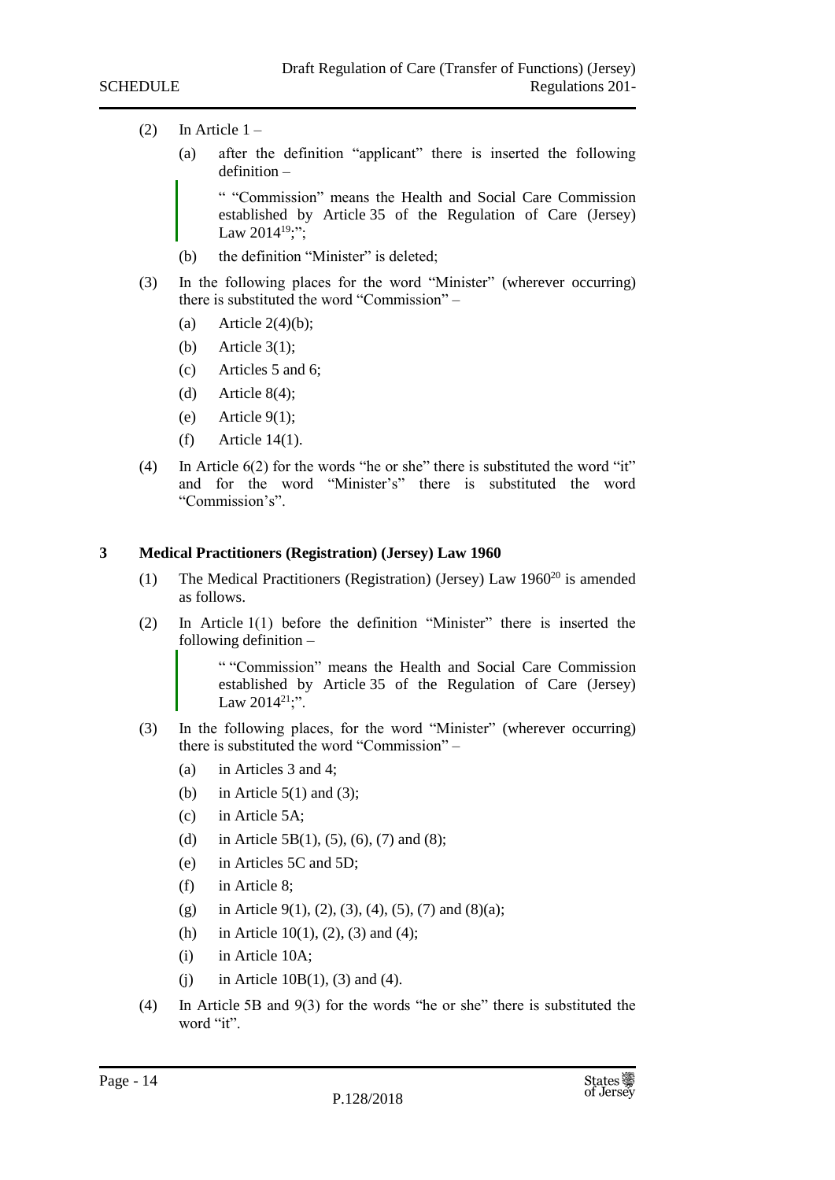(2) In Article 1 –

(a) after the definition "applicant" there is inserted the following definition –

> " "Commission" means the Health and Social Care Commission established by Article 35 of the Regulation of Care (Jersey) Law 2014[19];";

(b) the definition "Minister" is deleted;

(3) In the following places for the word "Minister" (wherever occurring) there is substituted the word "Commission" –

(a) Article 2(4)(b);

(b) Article 3(1);

(c) Articles 5 and 6;

(d) Article 8(4);

(e) Article 9(1);

(f) Article 14(1).

(4) In Article 6(2) for the words "he or she" there is substituted the word "it" and for the word "Minister's" there is substituted the word "Commission's".

## 3 Medical Practitioners (Registration) (Jersey) Law 1960

(1) The Medical Practitioners (Registration) (Jersey) Law 1960[20] is amended as follows.

(2) In Article 1(1) before the definition "Minister" there is inserted the following definition –

> " "Commission" means the Health and Social Care Commission established by Article 35 of the Regulation of Care (Jersey) Law 2014[21];".

(3) In the following places, for the word "Minister" (wherever occurring) there is substituted the word "Commission" –

(a) in Articles 3 and 4;

(b) in Article 5(1) and (3);

(c) in Article 5A;

(d) in Article 5B(1), (5), (6), (7) and (8);

(e) in Articles 5C and 5D;

(f) in Article 8;

(g) in Article 9(1), (2), (3), (4), (5), (7) and (8)(a);

(h) in Article 10(1), (2), (3) and (4);

(i) in Article 10A;

(j) in Article 10B(1), (3) and (4).

(4) In Article 5B and 9(3) for the words "he or she" there is substituted the word "it".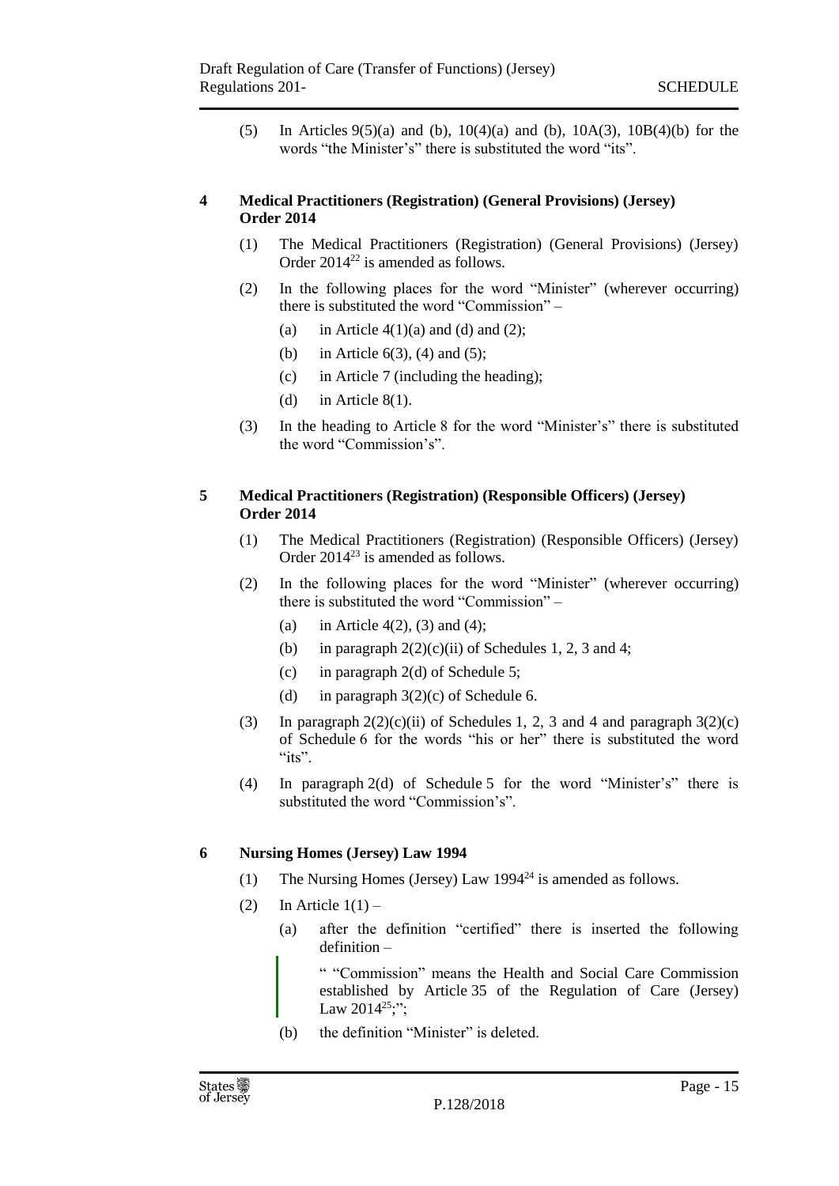(5) In Articles 9(5)(a) and (b), 10(4)(a) and (b), 10A(3), 10B(4)(b) for the words "the Minister's" there is substituted the word "its".

**4 Medical Practitioners (Registration) (General Provisions) (Jersey) Order 2014**

(1) The Medical Practitioners (Registration) (General Provisions) (Jersey) Order 2014[22] is amended as follows.

(2) In the following places for the word "Minister" (wherever occurring) there is substituted the word "Commission" –

(a) in Article 4(1)(a) and (d) and (2);

(b) in Article 6(3), (4) and (5);

(c) in Article 7 (including the heading);

(d) in Article 8(1).

(3) In the heading to Article 8 for the word "Minister's" there is substituted the word "Commission's".

**5 Medical Practitioners (Registration) (Responsible Officers) (Jersey) Order 2014**

(1) The Medical Practitioners (Registration) (Responsible Officers) (Jersey) Order 2014[23] is amended as follows.

(2) In the following places for the word "Minister" (wherever occurring) there is substituted the word "Commission" –

(a) in Article 4(2), (3) and (4);

(b) in paragraph 2(2)(c)(ii) of Schedules 1, 2, 3 and 4;

(c) in paragraph 2(d) of Schedule 5;

(d) in paragraph 3(2)(c) of Schedule 6.

(3) In paragraph 2(2)(c)(ii) of Schedules 1, 2, 3 and 4 and paragraph 3(2)(c) of Schedule 6 for the words "his or her" there is substituted the word "its".

(4) In paragraph 2(d) of Schedule 5 for the word "Minister's" there is substituted the word "Commission's".

**6 Nursing Homes (Jersey) Law 1994**

(1) The Nursing Homes (Jersey) Law 1994[24] is amended as follows.

(2) In Article 1(1) –

(a) after the definition "certified" there is inserted the following definition –

> " "Commission" means the Health and Social Care Commission established by Article 35 of the Regulation of Care (Jersey) Law 2014[25];";

(b) the definition "Minister" is deleted.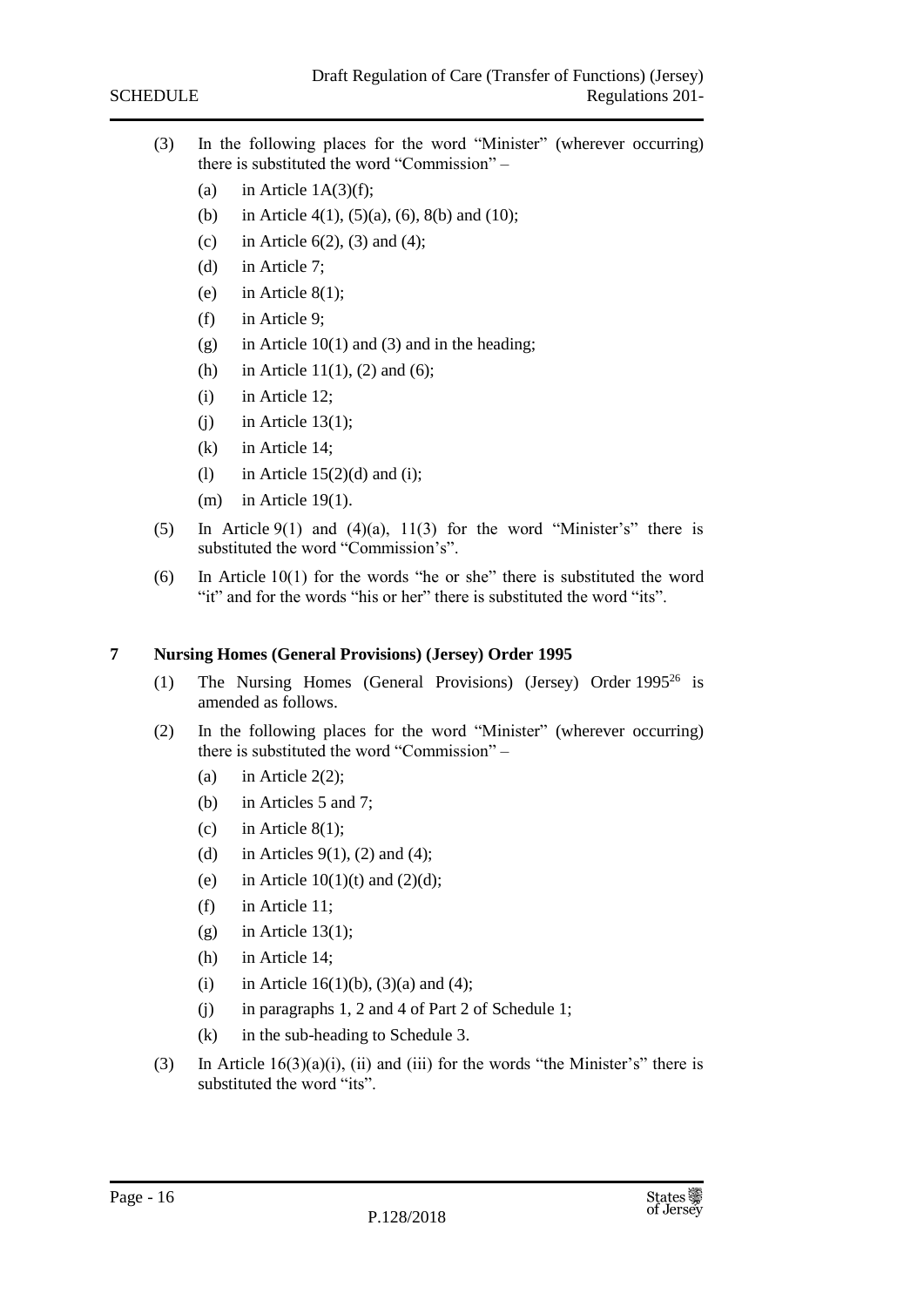(3) In the following places for the word "Minister" (wherever occurring) there is substituted the word "Commission" –

  (a) in Article 1A(3)(f);

  (b) in Article 4(1), (5)(a), (6), 8(b) and (10);

  (c) in Article 6(2), (3) and (4);

  (d) in Article 7;

  (e) in Article 8(1);

  (f) in Article 9;

  (g) in Article 10(1) and (3) and in the heading;

  (h) in Article 11(1), (2) and (6);

  (i) in Article 12;

  (j) in Article 13(1);

  (k) in Article 14;

  (l) in Article 15(2)(d) and (i);

  (m) in Article 19(1).

(5) In Article 9(1) and (4)(a), 11(3) for the word "Minister's" there is substituted the word "Commission's".

(6) In Article 10(1) for the words "he or she" there is substituted the word "it" and for the words "his or her" there is substituted the word "its".

## 7 Nursing Homes (General Provisions) (Jersey) Order 1995

(1) The Nursing Homes (General Provisions) (Jersey) Order 1995[26] is amended as follows.

(2) In the following places for the word "Minister" (wherever occurring) there is substituted the word "Commission" –

  (a) in Article 2(2);

  (b) in Articles 5 and 7;

  (c) in Article 8(1);

  (d) in Articles 9(1), (2) and (4);

  (e) in Article 10(1)(t) and (2)(d);

  (f) in Article 11;

  (g) in Article 13(1);

  (h) in Article 14;

  (i) in Article 16(1)(b), (3)(a) and (4);

  (j) in paragraphs 1, 2 and 4 of Part 2 of Schedule 1;

  (k) in the sub-heading to Schedule 3.

(3) In Article 16(3)(a)(i), (ii) and (iii) for the words "the Minister's" there is substituted the word "its".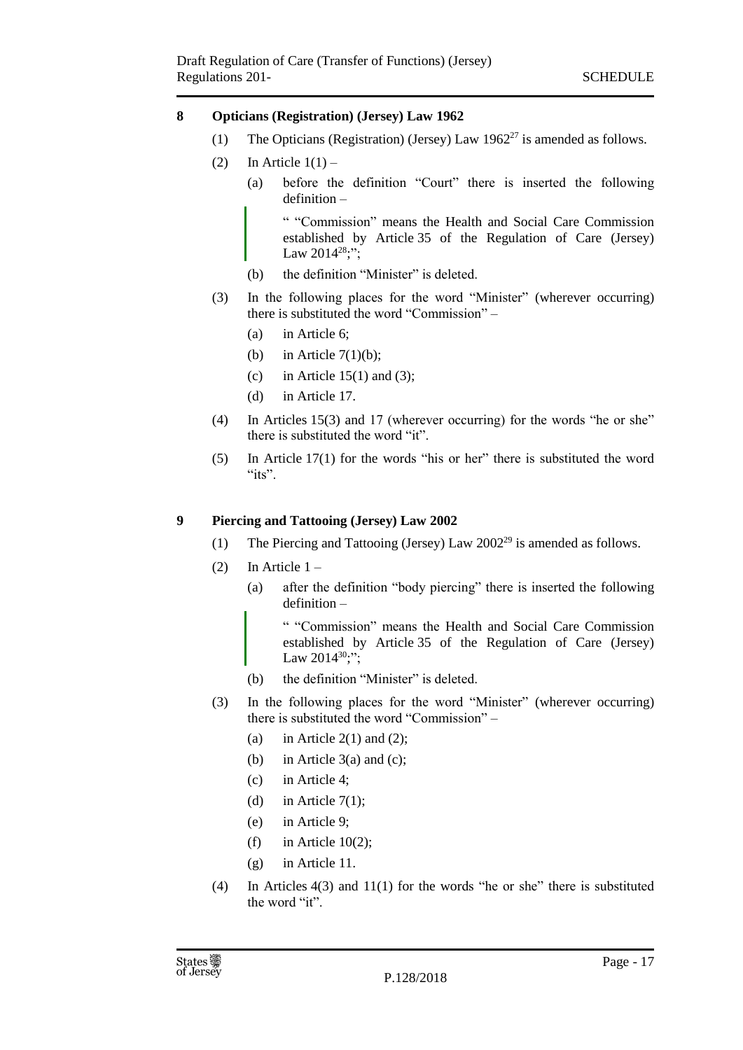## 8 Opticians (Registration) (Jersey) Law 1962

(1) The Opticians (Registration) (Jersey) Law 1962[27] is amended as follows.

(2) In Article 1(1) –

(a) before the definition "Court" there is inserted the following definition –

" "Commission" means the Health and Social Care Commission established by Article 35 of the Regulation of Care (Jersey) Law 2014[28];";

(b) the definition "Minister" is deleted.

(3) In the following places for the word "Minister" (wherever occurring) there is substituted the word "Commission" –

(a) in Article 6;

(b) in Article 7(1)(b);

(c) in Article 15(1) and (3);

(d) in Article 17.

(4) In Articles 15(3) and 17 (wherever occurring) for the words "he or she" there is substituted the word "it".

(5) In Article 17(1) for the words "his or her" there is substituted the word "its".

## 9 Piercing and Tattooing (Jersey) Law 2002

(1) The Piercing and Tattooing (Jersey) Law 2002[29] is amended as follows.

(2) In Article 1 –

(a) after the definition "body piercing" there is inserted the following definition –

" "Commission" means the Health and Social Care Commission established by Article 35 of the Regulation of Care (Jersey) Law 2014[30];";

(b) the definition "Minister" is deleted.

(3) In the following places for the word "Minister" (wherever occurring) there is substituted the word "Commission" –

(a) in Article 2(1) and (2);

(b) in Article 3(a) and (c);

(c) in Article 4;

(d) in Article 7(1);

(e) in Article 9;

(f) in Article 10(2);

(g) in Article 11.

(4) In Articles 4(3) and 11(1) for the words "he or she" there is substituted the word "it".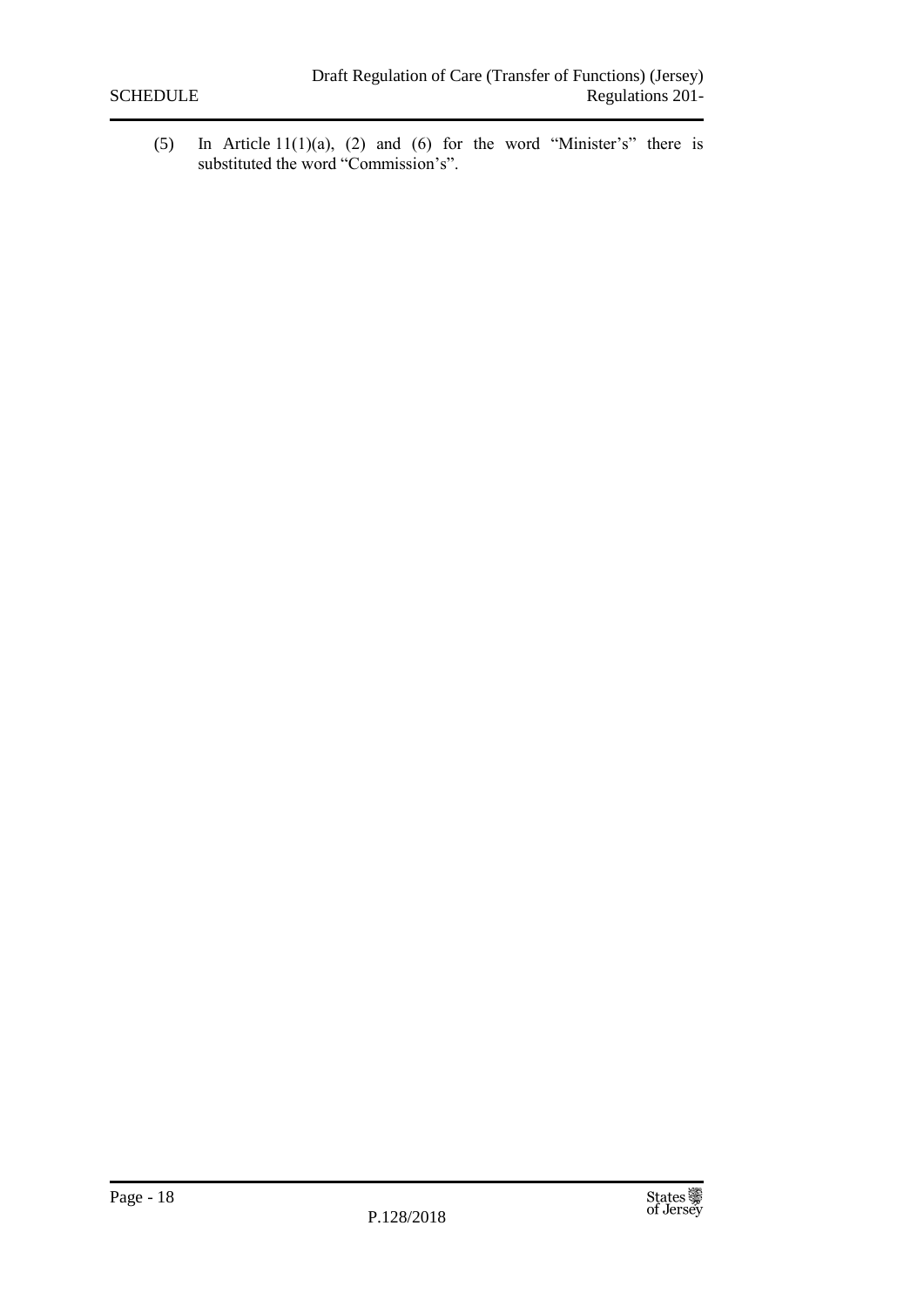(5) In Article 11(1)(a), (2) and (6) for the word "Minister's" there is substituted the word "Commission's".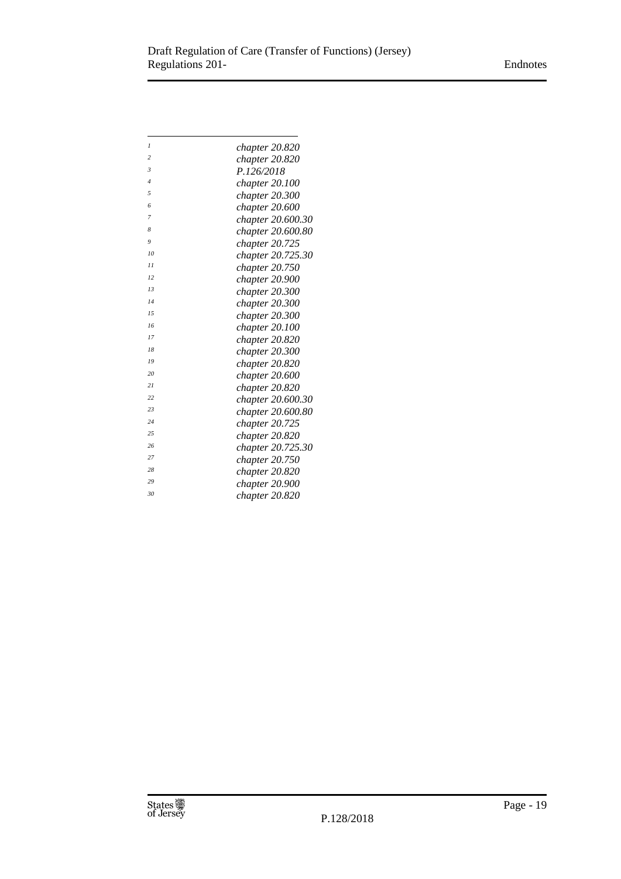[1] *chapter 20.820*
[2] *chapter 20.820*
[3] *P.126/2018*
[4] *chapter 20.100*
[5] *chapter 20.300*
[6] *chapter 20.600*
[7] *chapter 20.600.30*
[8] *chapter 20.600.80*
[9] *chapter 20.725*
[10] *chapter 20.725.30*
[11] *chapter 20.750*
[12] *chapter 20.900*
[13] *chapter 20.300*
[14] *chapter 20.300*
[15] *chapter 20.300*
[16] *chapter 20.100*
[17] *chapter 20.820*
[18] *chapter 20.300*
[19] *chapter 20.820*
[20] *chapter 20.600*
[21] *chapter 20.820*
[22] *chapter 20.600.30*
[23] *chapter 20.600.80*
[24] *chapter 20.725*
[25] *chapter 20.820*
[26] *chapter 20.725.30*
[27] *chapter 20.750*
[28] *chapter 20.820*
[29] *chapter 20.900*
[30] *chapter 20.820*